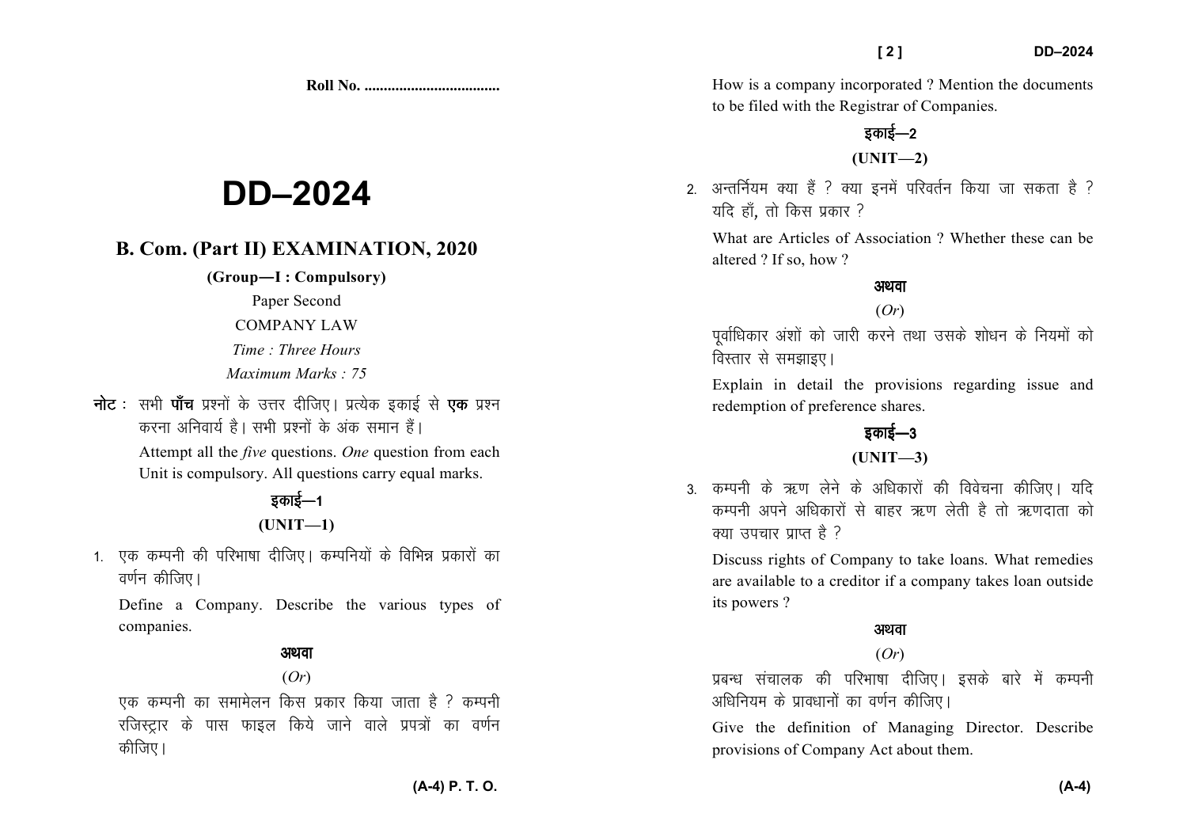Roll No. ...................................

# DD–2024

## B. Com. (Part II) EXAMINATION, 2020

**(Group—I : Compulsory)**

Paper Second

COMPANY LAW

*Time : Three Hours*

*Maximum Marks : 75*

**नोट :** सभी **पाँच** प्रश्नों के उत्तर दीजिए। प्रत्येक इकाई से **एक** प्रश्न करना अनिवार्य है। सभी प्रश्नों के अंक समान हैं।

Attempt all the *five* questions. *One* question from each Unit is compulsory. All questions carry equal marks.

### इकाई—1

### (UNIT—1)

1. एक कम्पनी की परिभाषा दीजिए। कम्पनियों के विभिन्न प्रकारों का वर्णन कीजिए।

   Define a Company. Describe the various types of companies.

   **अथवा**

   (*Or*)

   एक कम्पनी का समामेलन किस प्रकार किया जाता है ? कम्पनी रजिस्ट्रार के पास फाइल किये जाने वाले प्रपत्रों का वर्णन कीजिए।

   How is a company incorporated ? Mention the documents to be filed with the Registrar of Companies.

### इकाई—2

### (UNIT—2)

2. अन्तर्नियम क्या हैं ? क्या इनमें परिवर्तन किया जा सकता है ? यदि हाँ, तो किस प्रकार ?

   What are Articles of Association ? Whether these can be altered ? If so, how ?

   **अथवा**

   (*Or*)

   पूर्वाधिकार अंशों को जारी करने तथा उसके शोधन के नियमों को विस्तार से समझाइए।

   Explain in detail the provisions regarding issue and redemption of preference shares.

### इकाई—3

### (UNIT—3)

3. कम्पनी के ऋण लेने के अधिकारों की विवेचना कीजिए। यदि कम्पनी अपने अधिकारों से बाहर ऋण लेती है तो ऋणदाता को क्या उपचार प्राप्त है ?

   Discuss rights of Company to take loans. What remedies are available to a creditor if a company takes loan outside its powers ?

   **अथवा**

   (*Or*)

   प्रबन्ध संचालक की परिभाषा दीजिए। इसके बारे में कम्पनी अधिनियम के प्रावधानों का वर्णन कीजिए।

   Give the definition of Managing Director. Describe provisions of Company Act about them.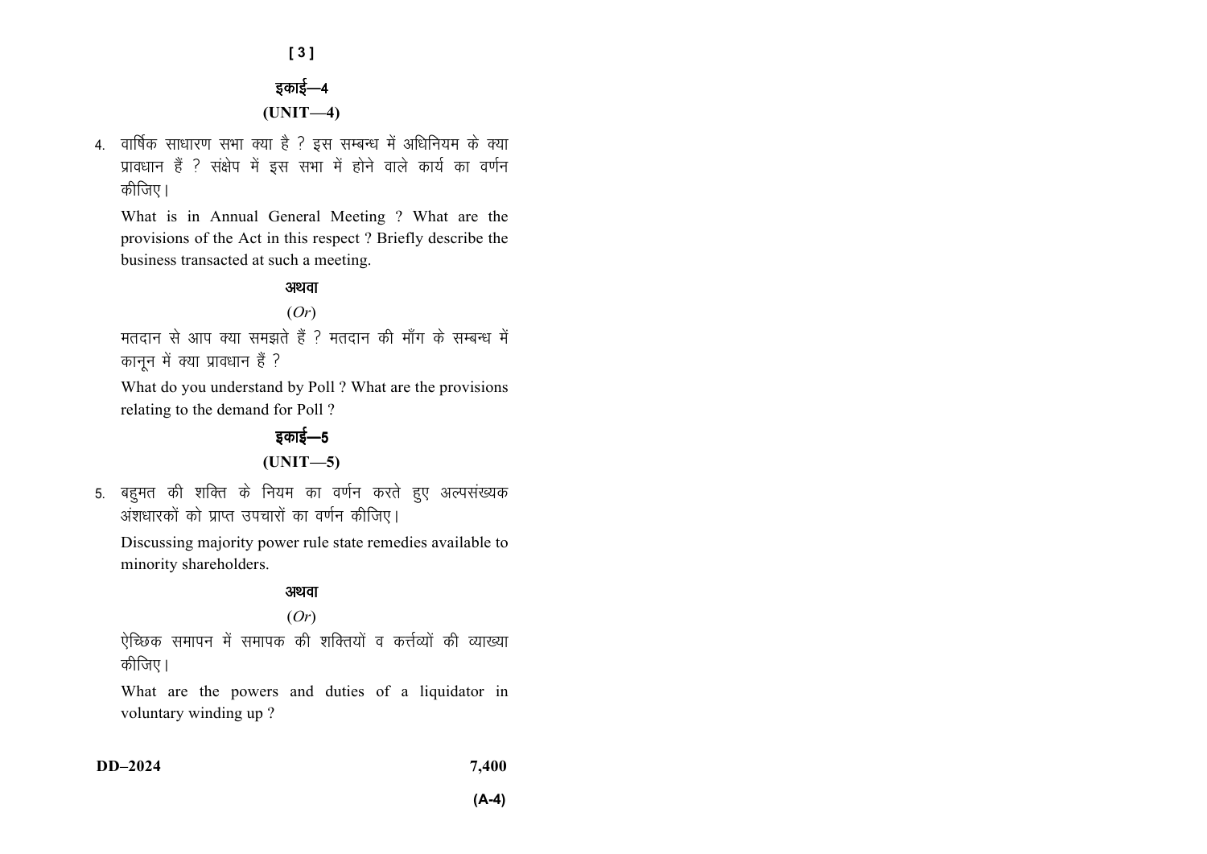## इकाई—4

## (UNIT—4)

4. वार्षिक साधारण सभा क्या है ? इस सम्बन्ध में अधिनियम के क्या प्रावधान हैं ? संक्षेप में इस सभा में होने वाले कार्य का वर्णन कीजिए।

   What is in Annual General Meeting ? What are the provisions of the Act in this respect ? Briefly describe the business transacted at such a meeting.

   **अथवा**

   (*Or*)

   मतदान से आप क्या समझते हैं ? मतदान की माँग के सम्बन्ध में कानून में क्या प्रावधान हैं ?

   What do you understand by Poll ? What are the provisions relating to the demand for Poll ?

## इकाई—5

## (UNIT—5)

5. बहुमत की शक्ति के नियम का वर्णन करते हुए अल्पसंख्यक अंशधारकों को प्राप्त उपचारों का वर्णन कीजिए।

   Discussing majority power rule state remedies available to minority shareholders.

   **अथवा**

   (*Or*)

   ऐच्छिक समापन में समापक की शक्तियों व कर्त्तव्यों की व्याख्या कीजिए।

   What are the powers and duties of a liquidator in voluntary winding up ?

**DD–2024** **7,400**

**(A-4)**